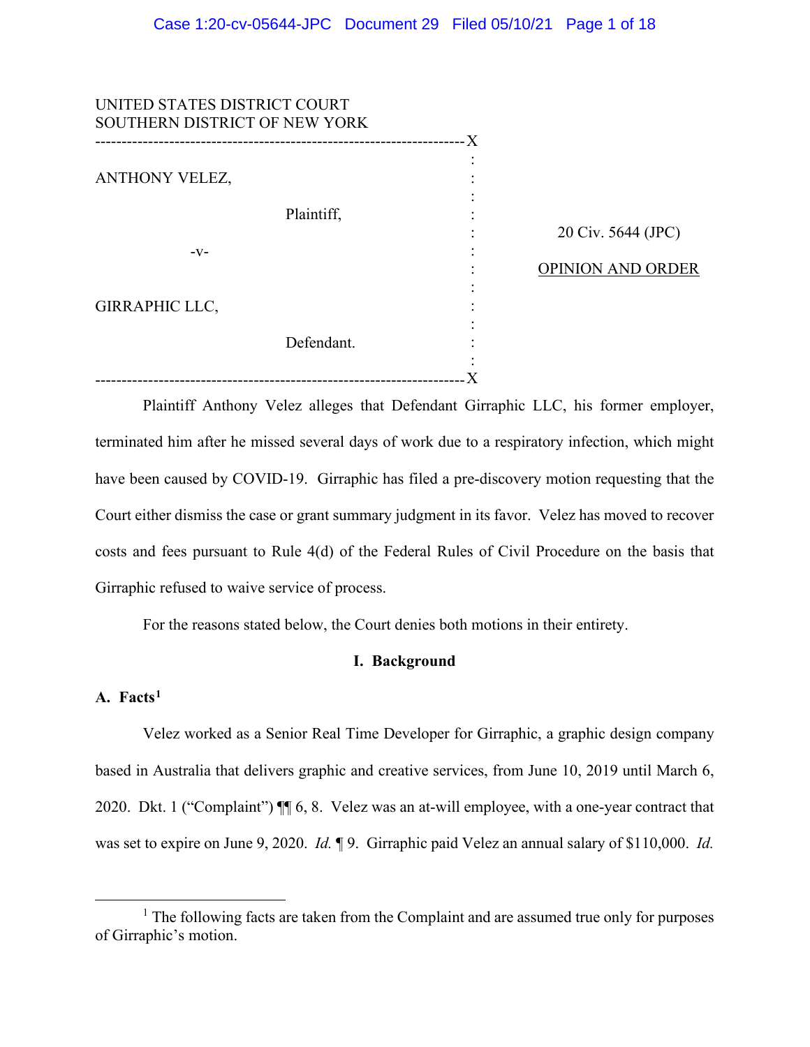UNITED STATES DISTRICT COURT
SOUTHERN DISTRICT OF NEW YORK

ANTHONY VELEZ,

Plaintiff,

-v-

GIRRAPHIC LLC,

Defendant.

20 Civ. 5644 (JPC)

OPINION AND ORDER

Plaintiff Anthony Velez alleges that Defendant Girraphic LLC, his former employer, terminated him after he missed several days of work due to a respiratory infection, which might have been caused by COVID-19. Girraphic has filed a pre-discovery motion requesting that the Court either dismiss the case or grant summary judgment in its favor. Velez has moved to recover costs and fees pursuant to Rule 4(d) of the Federal Rules of Civil Procedure on the basis that Girraphic refused to waive service of process.

For the reasons stated below, the Court denies both motions in their entirety.

## I. Background

### A. Facts[1]

Velez worked as a Senior Real Time Developer for Girraphic, a graphic design company based in Australia that delivers graphic and creative services, from June 10, 2019 until March 6, 2020. Dkt. 1 ("Complaint") ¶¶ 6, 8. Velez was an at-will employee, with a one-year contract that was set to expire on June 9, 2020. *Id.* ¶ 9. Girraphic paid Velez an annual salary of $110,000. *Id.*

[1] The following facts are taken from the Complaint and are assumed true only for purposes of Girraphic's motion.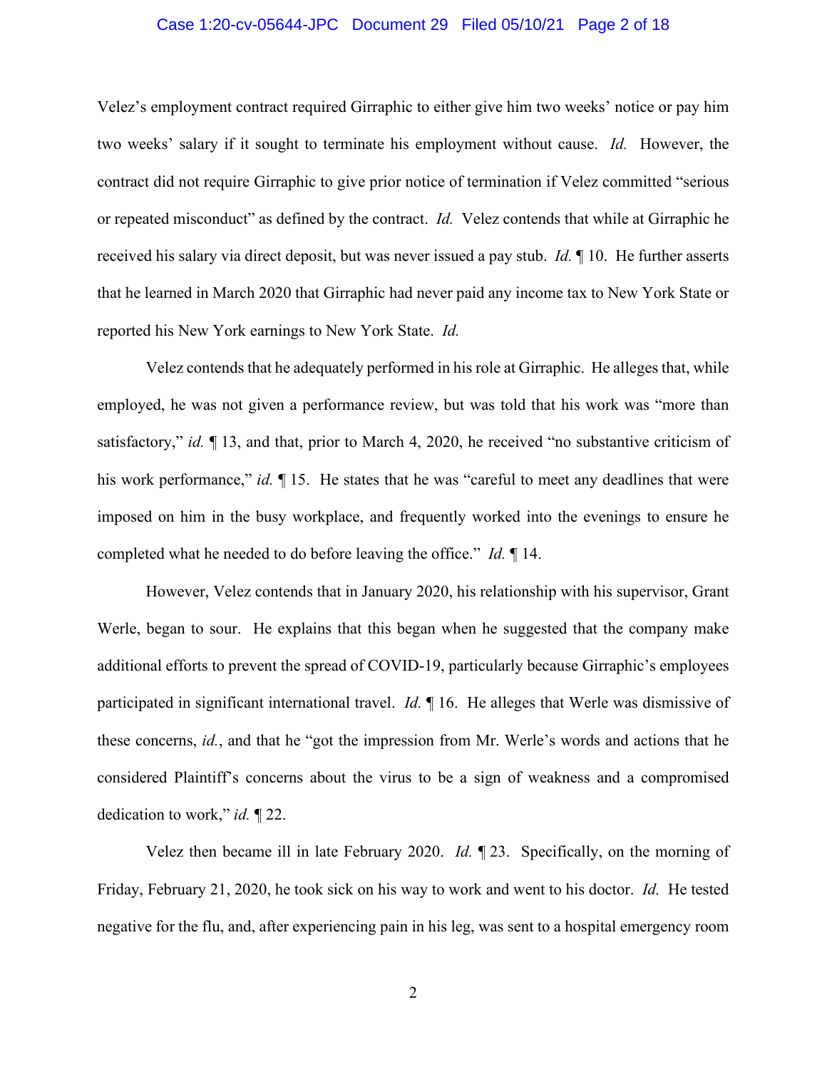Velez's employment contract required Girraphic to either give him two weeks' notice or pay him two weeks' salary if it sought to terminate his employment without cause. *Id.* However, the contract did not require Girraphic to give prior notice of termination if Velez committed "serious or repeated misconduct" as defined by the contract. *Id.* Velez contends that while at Girraphic he received his salary via direct deposit, but was never issued a pay stub. *Id.* ¶ 10. He further asserts that he learned in March 2020 that Girraphic had never paid any income tax to New York State or reported his New York earnings to New York State. *Id.*

Velez contends that he adequately performed in his role at Girraphic. He alleges that, while employed, he was not given a performance review, but was told that his work was "more than satisfactory," *id.* ¶ 13, and that, prior to March 4, 2020, he received "no substantive criticism of his work performance," *id.* ¶ 15. He states that he was "careful to meet any deadlines that were imposed on him in the busy workplace, and frequently worked into the evenings to ensure he completed what he needed to do before leaving the office." *Id.* ¶ 14.

However, Velez contends that in January 2020, his relationship with his supervisor, Grant Werle, began to sour. He explains that this began when he suggested that the company make additional efforts to prevent the spread of COVID-19, particularly because Girraphic's employees participated in significant international travel. *Id.* ¶ 16. He alleges that Werle was dismissive of these concerns, *id.*, and that he "got the impression from Mr. Werle's words and actions that he considered Plaintiff's concerns about the virus to be a sign of weakness and a compromised dedication to work," *id.* ¶ 22.

Velez then became ill in late February 2020. *Id.* ¶ 23. Specifically, on the morning of Friday, February 21, 2020, he took sick on his way to work and went to his doctor. *Id.* He tested negative for the flu, and, after experiencing pain in his leg, was sent to a hospital emergency room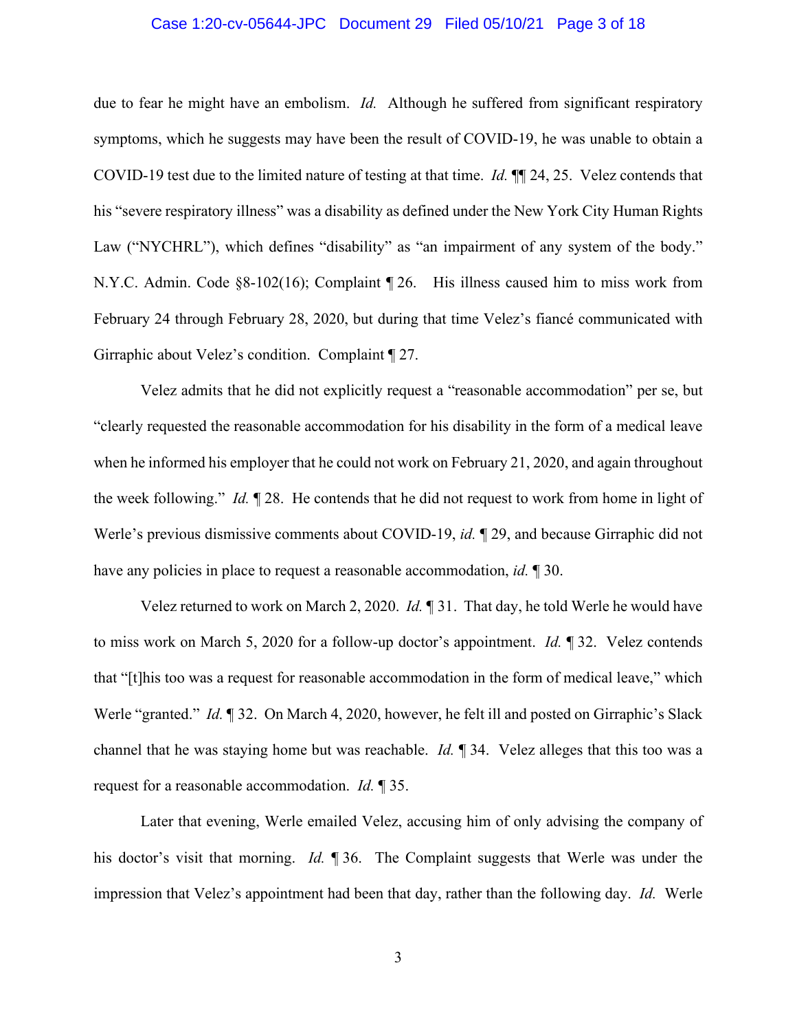due to fear he might have an embolism. *Id.* Although he suffered from significant respiratory symptoms, which he suggests may have been the result of COVID-19, he was unable to obtain a COVID-19 test due to the limited nature of testing at that time. *Id.* ¶¶ 24, 25. Velez contends that his "severe respiratory illness" was a disability as defined under the New York City Human Rights Law ("NYCHRL"), which defines "disability" as "an impairment of any system of the body." N.Y.C. Admin. Code §8-102(16); Complaint ¶ 26. His illness caused him to miss work from February 24 through February 28, 2020, but during that time Velez's fiancé communicated with Girraphic about Velez's condition. Complaint ¶ 27.

Velez admits that he did not explicitly request a "reasonable accommodation" per se, but "clearly requested the reasonable accommodation for his disability in the form of a medical leave when he informed his employer that he could not work on February 21, 2020, and again throughout the week following." *Id.* ¶ 28. He contends that he did not request to work from home in light of Werle's previous dismissive comments about COVID-19, *id.* ¶ 29, and because Girraphic did not have any policies in place to request a reasonable accommodation, *id.* ¶ 30.

Velez returned to work on March 2, 2020. *Id.* ¶ 31. That day, he told Werle he would have to miss work on March 5, 2020 for a follow-up doctor's appointment. *Id.* ¶ 32. Velez contends that "[t]his too was a request for reasonable accommodation in the form of medical leave," which Werle "granted." *Id.* ¶ 32. On March 4, 2020, however, he felt ill and posted on Girraphic's Slack channel that he was staying home but was reachable. *Id.* ¶ 34. Velez alleges that this too was a request for a reasonable accommodation. *Id.* ¶ 35.

Later that evening, Werle emailed Velez, accusing him of only advising the company of his doctor's visit that morning. *Id.* ¶ 36. The Complaint suggests that Werle was under the impression that Velez's appointment had been that day, rather than the following day. *Id.* Werle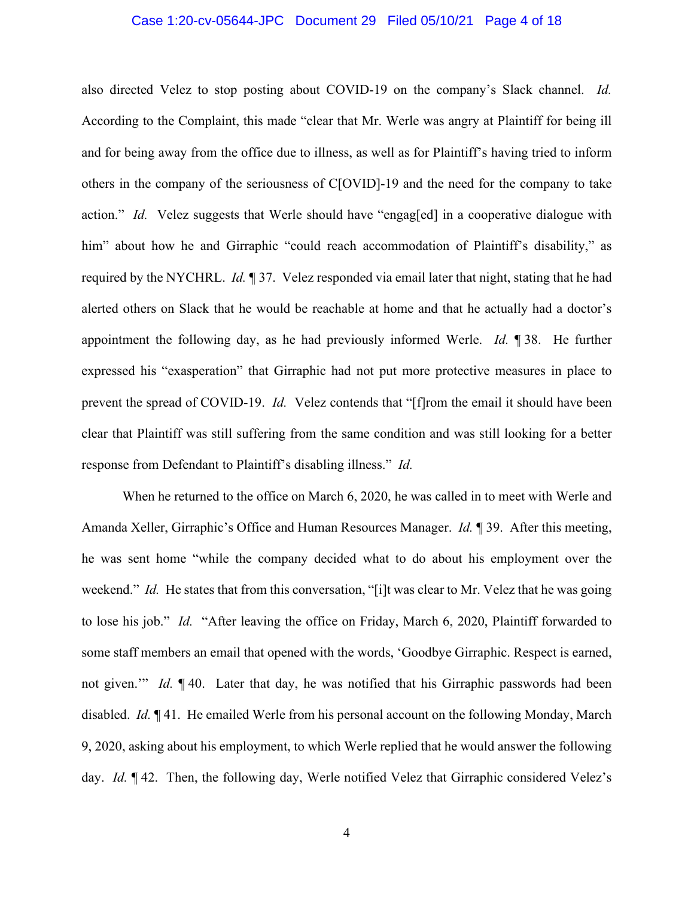also directed Velez to stop posting about COVID-19 on the company's Slack channel. *Id.* According to the Complaint, this made "clear that Mr. Werle was angry at Plaintiff for being ill and for being away from the office due to illness, as well as for Plaintiff's having tried to inform others in the company of the seriousness of C[OVID]-19 and the need for the company to take action." *Id.* Velez suggests that Werle should have "engag[ed] in a cooperative dialogue with him" about how he and Girraphic "could reach accommodation of Plaintiff's disability," as required by the NYCHRL. *Id.* ¶ 37. Velez responded via email later that night, stating that he had alerted others on Slack that he would be reachable at home and that he actually had a doctor's appointment the following day, as he had previously informed Werle. *Id.* ¶ 38. He further expressed his "exasperation" that Girraphic had not put more protective measures in place to prevent the spread of COVID-19. *Id.* Velez contends that "[f]rom the email it should have been clear that Plaintiff was still suffering from the same condition and was still looking for a better response from Defendant to Plaintiff's disabling illness." *Id.*

When he returned to the office on March 6, 2020, he was called in to meet with Werle and Amanda Xeller, Girraphic's Office and Human Resources Manager. *Id.* ¶ 39. After this meeting, he was sent home "while the company decided what to do about his employment over the weekend." *Id.* He states that from this conversation, "[i]t was clear to Mr. Velez that he was going to lose his job." *Id.* "After leaving the office on Friday, March 6, 2020, Plaintiff forwarded to some staff members an email that opened with the words, 'Goodbye Girraphic. Respect is earned, not given.'" *Id.* ¶ 40. Later that day, he was notified that his Girraphic passwords had been disabled. *Id.* ¶ 41. He emailed Werle from his personal account on the following Monday, March 9, 2020, asking about his employment, to which Werle replied that he would answer the following day. *Id.* ¶ 42. Then, the following day, Werle notified Velez that Girraphic considered Velez's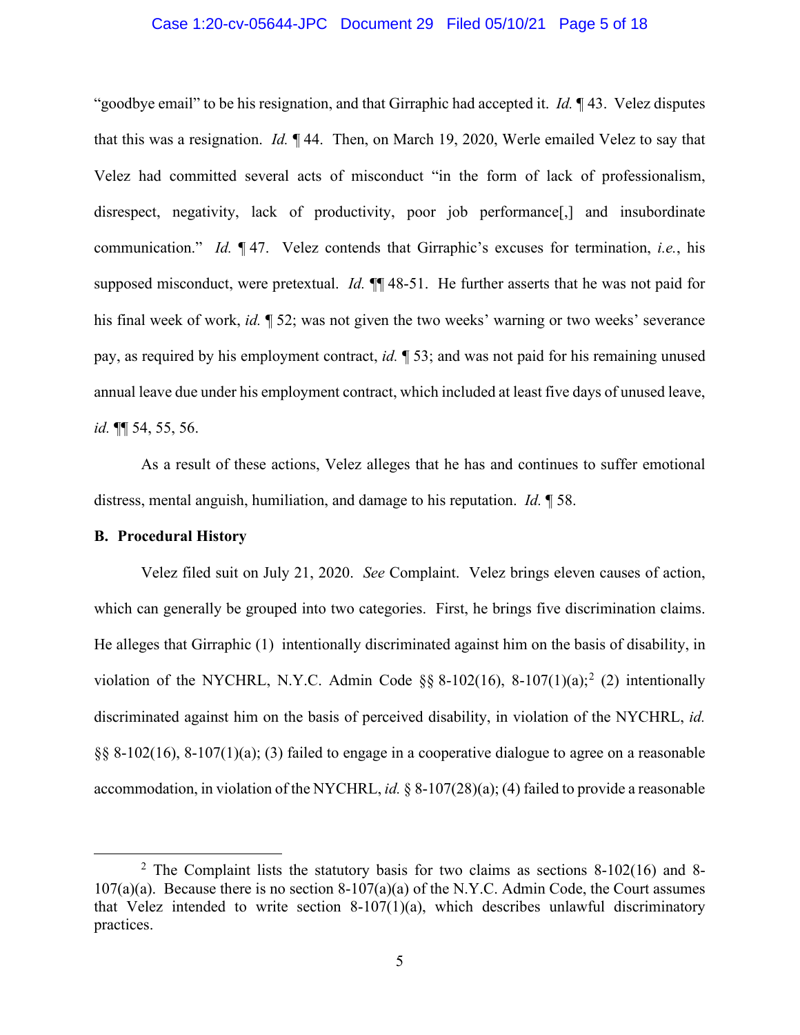"goodbye email" to be his resignation, and that Girraphic had accepted it. *Id.* ¶ 43. Velez disputes that this was a resignation. *Id.* ¶ 44. Then, on March 19, 2020, Werle emailed Velez to say that Velez had committed several acts of misconduct "in the form of lack of professionalism, disrespect, negativity, lack of productivity, poor job performance[,] and insubordinate communication." *Id.* ¶ 47. Velez contends that Girraphic's excuses for termination, *i.e.*, his supposed misconduct, were pretextual. *Id.* ¶¶ 48-51. He further asserts that he was not paid for his final week of work, *id.* ¶ 52; was not given the two weeks' warning or two weeks' severance pay, as required by his employment contract, *id.* ¶ 53; and was not paid for his remaining unused annual leave due under his employment contract, which included at least five days of unused leave, *id.* ¶¶ 54, 55, 56.

As a result of these actions, Velez alleges that he has and continues to suffer emotional distress, mental anguish, humiliation, and damage to his reputation. *Id.* ¶ 58.

**B. Procedural History**

Velez filed suit on July 21, 2020. *See* Complaint. Velez brings eleven causes of action, which can generally be grouped into two categories. First, he brings five discrimination claims. He alleges that Girraphic (1) intentionally discriminated against him on the basis of disability, in violation of the NYCHRL, N.Y.C. Admin Code §§ 8-102(16), 8-107(1)(a);[2] (2) intentionally discriminated against him on the basis of perceived disability, in violation of the NYCHRL, *id.* §§ 8-102(16), 8-107(1)(a); (3) failed to engage in a cooperative dialogue to agree on a reasonable accommodation, in violation of the NYCHRL, *id.* § 8-107(28)(a); (4) failed to provide a reasonable

[2] The Complaint lists the statutory basis for two claims as sections 8-102(16) and 8-107(a)(a). Because there is no section 8-107(a)(a) of the N.Y.C. Admin Code, the Court assumes that Velez intended to write section 8-107(1)(a), which describes unlawful discriminatory practices.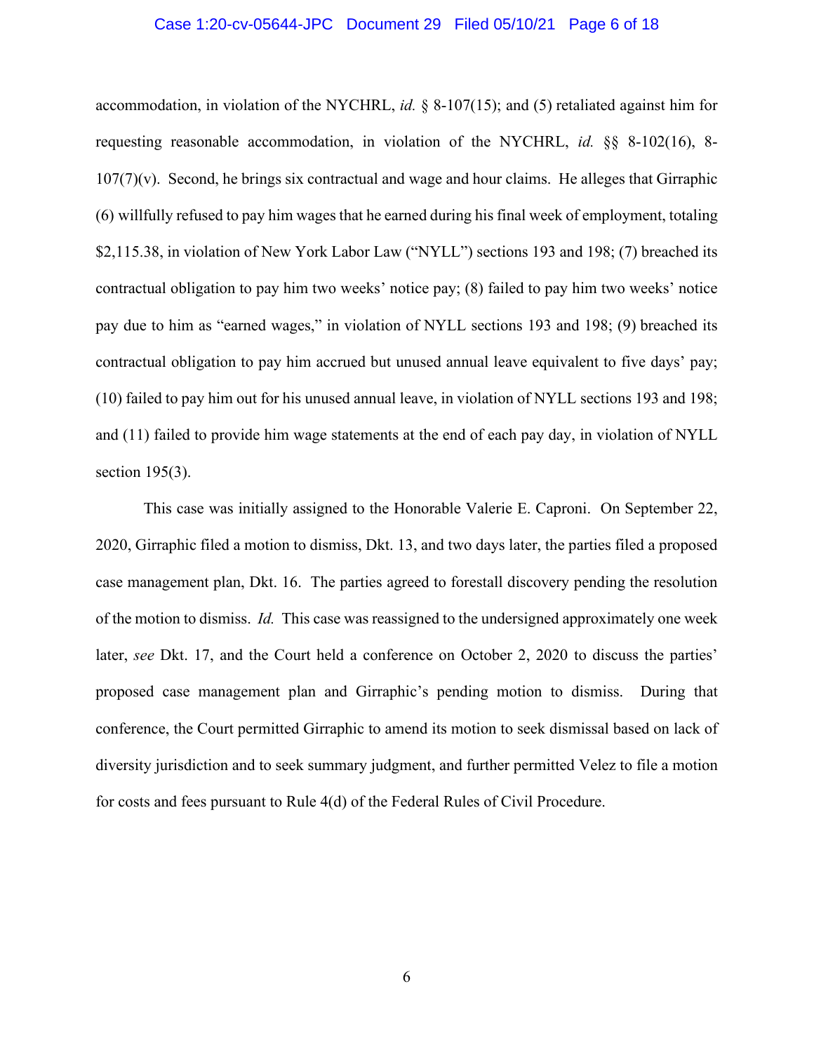accommodation, in violation of the NYCHRL, *id.* § 8-107(15); and (5) retaliated against him for requesting reasonable accommodation, in violation of the NYCHRL, *id.* §§ 8-102(16), 8-107(7)(v). Second, he brings six contractual and wage and hour claims. He alleges that Girraphic (6) willfully refused to pay him wages that he earned during his final week of employment, totaling $2,115.38, in violation of New York Labor Law ("NYLL") sections 193 and 198; (7) breached its contractual obligation to pay him two weeks' notice pay; (8) failed to pay him two weeks' notice pay due to him as "earned wages," in violation of NYLL sections 193 and 198; (9) breached its contractual obligation to pay him accrued but unused annual leave equivalent to five days' pay; (10) failed to pay him out for his unused annual leave, in violation of NYLL sections 193 and 198; and (11) failed to provide him wage statements at the end of each pay day, in violation of NYLL section 195(3).

This case was initially assigned to the Honorable Valerie E. Caproni. On September 22, 2020, Girraphic filed a motion to dismiss, Dkt. 13, and two days later, the parties filed a proposed case management plan, Dkt. 16. The parties agreed to forestall discovery pending the resolution of the motion to dismiss. *Id.* This case was reassigned to the undersigned approximately one week later, *see* Dkt. 17, and the Court held a conference on October 2, 2020 to discuss the parties' proposed case management plan and Girraphic's pending motion to dismiss. During that conference, the Court permitted Girraphic to amend its motion to seek dismissal based on lack of diversity jurisdiction and to seek summary judgment, and further permitted Velez to file a motion for costs and fees pursuant to Rule 4(d) of the Federal Rules of Civil Procedure.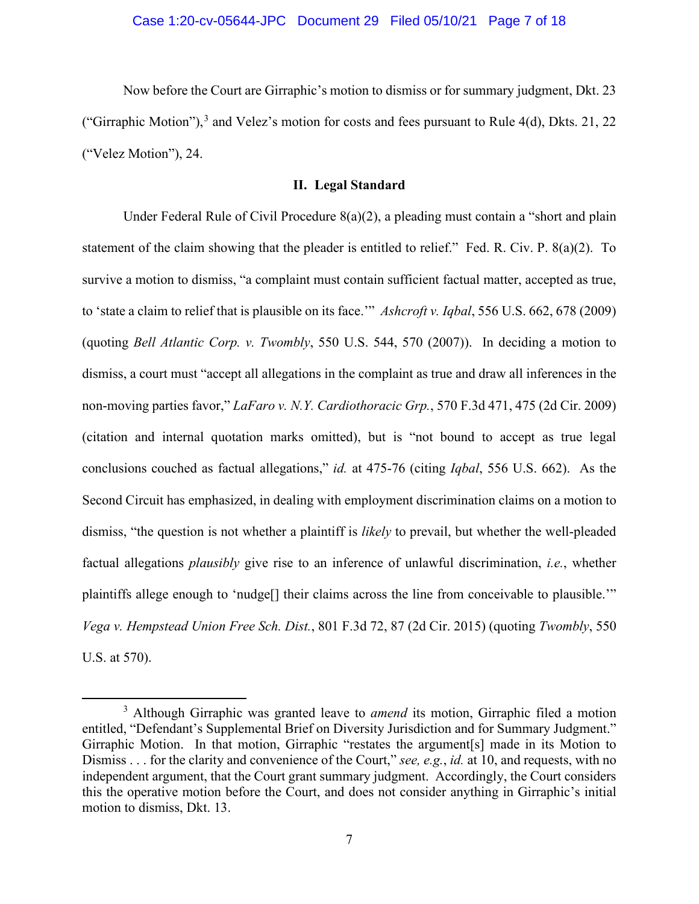Now before the Court are Girraphic's motion to dismiss or for summary judgment, Dkt. 23 ("Girraphic Motion"),[3] and Velez's motion for costs and fees pursuant to Rule 4(d), Dkts. 21, 22 ("Velez Motion"), 24.

## II. Legal Standard

Under Federal Rule of Civil Procedure 8(a)(2), a pleading must contain a "short and plain statement of the claim showing that the pleader is entitled to relief." Fed. R. Civ. P. 8(a)(2). To survive a motion to dismiss, "a complaint must contain sufficient factual matter, accepted as true, to 'state a claim to relief that is plausible on its face.'" *Ashcroft v. Iqbal*, 556 U.S. 662, 678 (2009) (quoting *Bell Atlantic Corp. v. Twombly*, 550 U.S. 544, 570 (2007)). In deciding a motion to dismiss, a court must "accept all allegations in the complaint as true and draw all inferences in the non-moving parties favor," *LaFaro v. N.Y. Cardiothoracic Grp.*, 570 F.3d 471, 475 (2d Cir. 2009) (citation and internal quotation marks omitted), but is "not bound to accept as true legal conclusions couched as factual allegations," *id.* at 475-76 (citing *Iqbal*, 556 U.S. 662). As the Second Circuit has emphasized, in dealing with employment discrimination claims on a motion to dismiss, "the question is not whether a plaintiff is *likely* to prevail, but whether the well-pleaded factual allegations *plausibly* give rise to an inference of unlawful discrimination, *i.e.*, whether plaintiffs allege enough to 'nudge[] their claims across the line from conceivable to plausible.'" *Vega v. Hempstead Union Free Sch. Dist.*, 801 F.3d 72, 87 (2d Cir. 2015) (quoting *Twombly*, 550 U.S. at 570).

---

[3] Although Girraphic was granted leave to *amend* its motion, Girraphic filed a motion entitled, "Defendant's Supplemental Brief on Diversity Jurisdiction and for Summary Judgment." Girraphic Motion. In that motion, Girraphic "restates the argument[s] made in its Motion to Dismiss . . . for the clarity and convenience of the Court," *see, e.g.*, *id.* at 10, and requests, with no independent argument, that the Court grant summary judgment. Accordingly, the Court considers this the operative motion before the Court, and does not consider anything in Girraphic's initial motion to dismiss, Dkt. 13.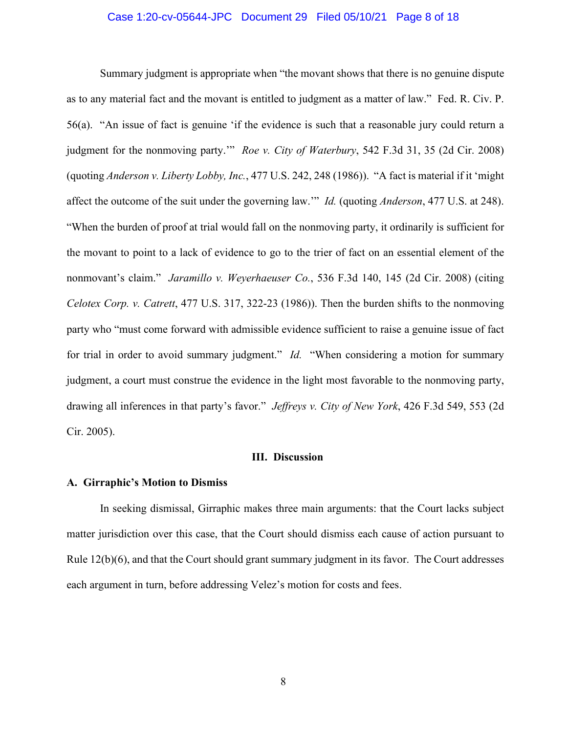Summary judgment is appropriate when "the movant shows that there is no genuine dispute as to any material fact and the movant is entitled to judgment as a matter of law." Fed. R. Civ. P. 56(a). "An issue of fact is genuine 'if the evidence is such that a reasonable jury could return a judgment for the nonmoving party.'" *Roe v. City of Waterbury*, 542 F.3d 31, 35 (2d Cir. 2008) (quoting *Anderson v. Liberty Lobby, Inc.*, 477 U.S. 242, 248 (1986)). "A fact is material if it 'might affect the outcome of the suit under the governing law.'" *Id.* (quoting *Anderson*, 477 U.S. at 248). "When the burden of proof at trial would fall on the nonmoving party, it ordinarily is sufficient for the movant to point to a lack of evidence to go to the trier of fact on an essential element of the nonmovant's claim." *Jaramillo v. Weyerhaeuser Co.*, 536 F.3d 140, 145 (2d Cir. 2008) (citing *Celotex Corp. v. Catrett*, 477 U.S. 317, 322-23 (1986)). Then the burden shifts to the nonmoving party who "must come forward with admissible evidence sufficient to raise a genuine issue of fact for trial in order to avoid summary judgment." *Id.* "When considering a motion for summary judgment, a court must construe the evidence in the light most favorable to the nonmoving party, drawing all inferences in that party's favor." *Jeffreys v. City of New York*, 426 F.3d 549, 553 (2d Cir. 2005).

## III. Discussion

### A. Girraphic's Motion to Dismiss

In seeking dismissal, Girraphic makes three main arguments: that the Court lacks subject matter jurisdiction over this case, that the Court should dismiss each cause of action pursuant to Rule 12(b)(6), and that the Court should grant summary judgment in its favor. The Court addresses each argument in turn, before addressing Velez's motion for costs and fees.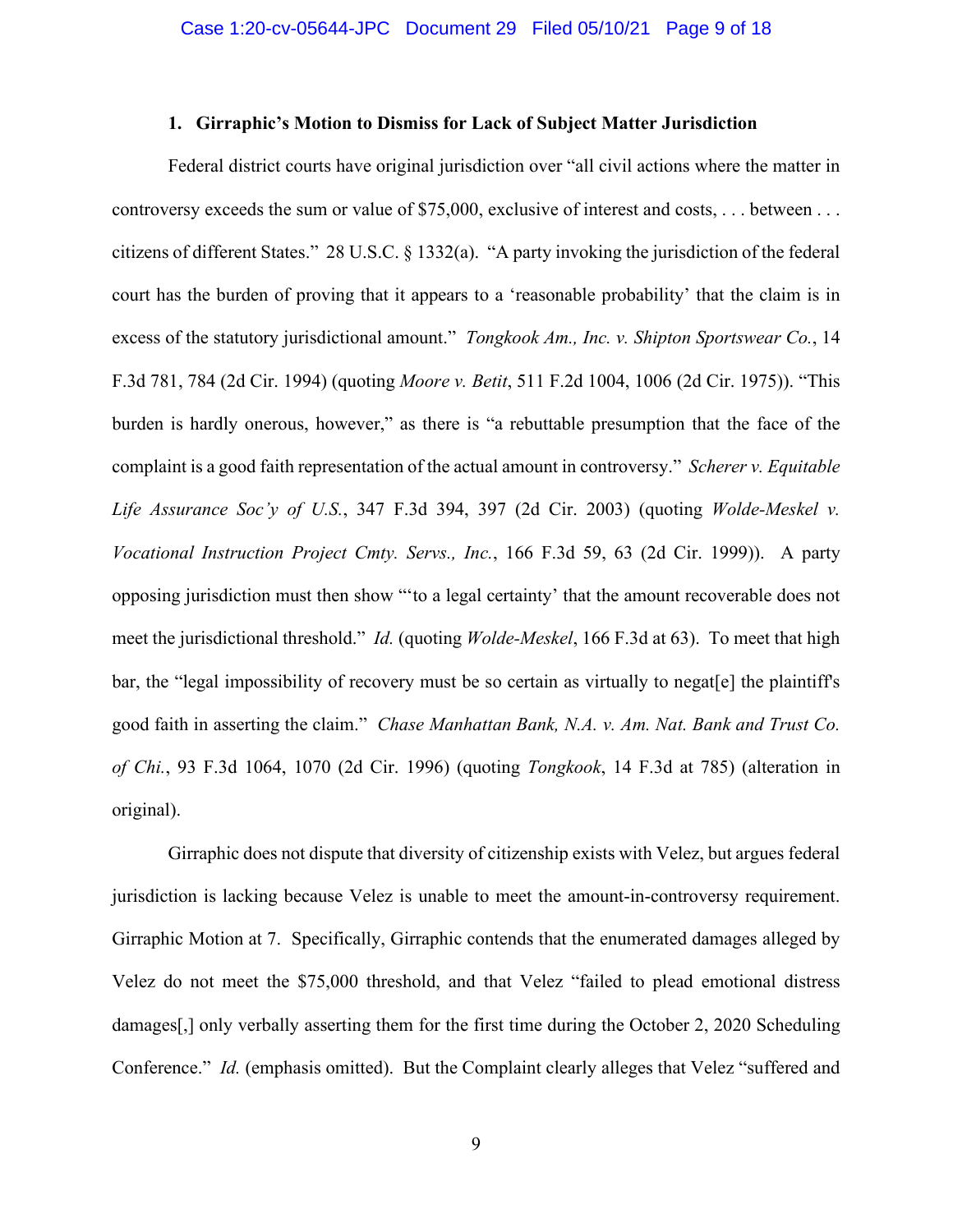### 1. Girraphic's Motion to Dismiss for Lack of Subject Matter Jurisdiction

Federal district courts have original jurisdiction over "all civil actions where the matter in controversy exceeds the sum or value of $75,000, exclusive of interest and costs, . . . between . . . citizens of different States." 28 U.S.C. § 1332(a). "A party invoking the jurisdiction of the federal court has the burden of proving that it appears to a 'reasonable probability' that the claim is in excess of the statutory jurisdictional amount." *Tongkook Am., Inc. v. Shipton Sportswear Co.*, 14 F.3d 781, 784 (2d Cir. 1994) (quoting *Moore v. Betit*, 511 F.2d 1004, 1006 (2d Cir. 1975)). "This burden is hardly onerous, however," as there is "a rebuttable presumption that the face of the complaint is a good faith representation of the actual amount in controversy." *Scherer v. Equitable Life Assurance Soc'y of U.S.*, 347 F.3d 394, 397 (2d Cir. 2003) (quoting *Wolde-Meskel v. Vocational Instruction Project Cmty. Servs., Inc.*, 166 F.3d 59, 63 (2d Cir. 1999)). A party opposing jurisdiction must then show "'to a legal certainty' that the amount recoverable does not meet the jurisdictional threshold." *Id.* (quoting *Wolde-Meskel*, 166 F.3d at 63). To meet that high bar, the "legal impossibility of recovery must be so certain as virtually to negat[e] the plaintiff's good faith in asserting the claim." *Chase Manhattan Bank, N.A. v. Am. Nat. Bank and Trust Co. of Chi.*, 93 F.3d 1064, 1070 (2d Cir. 1996) (quoting *Tongkook*, 14 F.3d at 785) (alteration in original).

Girraphic does not dispute that diversity of citizenship exists with Velez, but argues federal jurisdiction is lacking because Velez is unable to meet the amount-in-controversy requirement. Girraphic Motion at 7. Specifically, Girraphic contends that the enumerated damages alleged by Velez do not meet the $75,000 threshold, and that Velez "failed to plead emotional distress damages[,] only verbally asserting them for the first time during the October 2, 2020 Scheduling Conference." *Id.* (emphasis omitted). But the Complaint clearly alleges that Velez "suffered and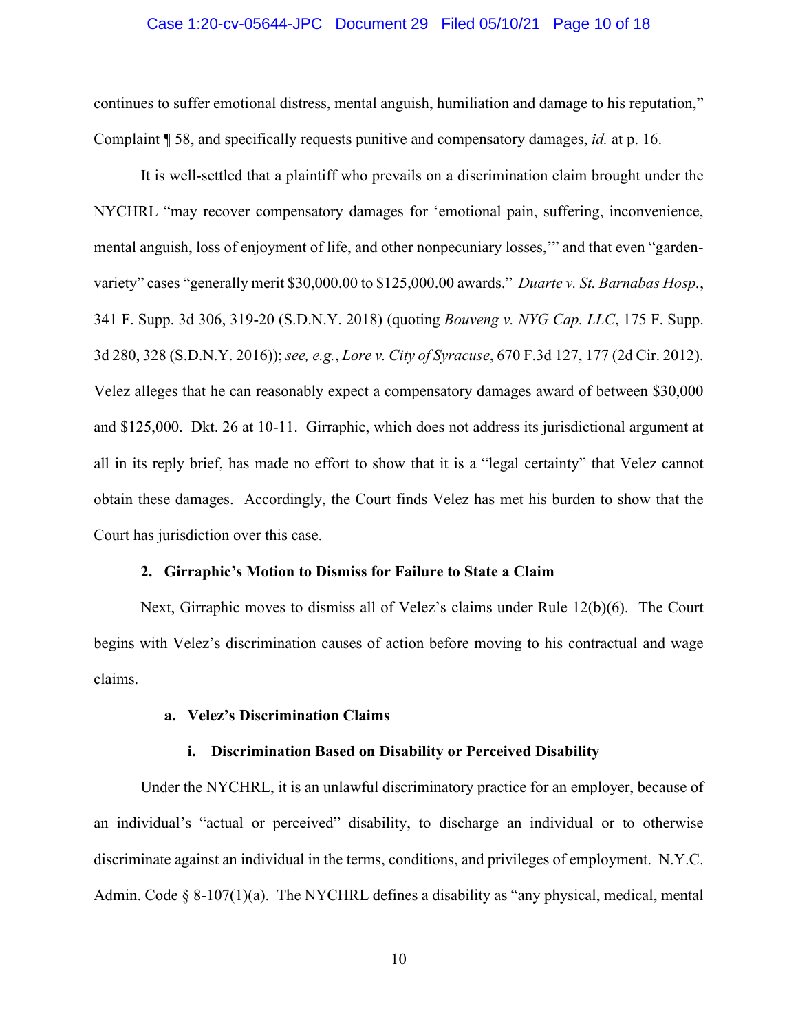continues to suffer emotional distress, mental anguish, humiliation and damage to his reputation," Complaint ¶ 58, and specifically requests punitive and compensatory damages, *id.* at p. 16.

It is well-settled that a plaintiff who prevails on a discrimination claim brought under the NYCHRL "may recover compensatory damages for 'emotional pain, suffering, inconvenience, mental anguish, loss of enjoyment of life, and other nonpecuniary losses,'" and that even "garden-variety" cases "generally merit $30,000.00 to $125,000.00 awards." *Duarte v. St. Barnabas Hosp.*, 341 F. Supp. 3d 306, 319-20 (S.D.N.Y. 2018) (quoting *Bouveng v. NYG Cap. LLC*, 175 F. Supp. 3d 280, 328 (S.D.N.Y. 2016)); *see, e.g.*, *Lore v. City of Syracuse*, 670 F.3d 127, 177 (2d Cir. 2012). Velez alleges that he can reasonably expect a compensatory damages award of between $30,000 and $125,000. Dkt. 26 at 10-11. Girraphic, which does not address its jurisdictional argument at all in its reply brief, has made no effort to show that it is a "legal certainty" that Velez cannot obtain these damages. Accordingly, the Court finds Velez has met his burden to show that the Court has jurisdiction over this case.

### 2. Girraphic's Motion to Dismiss for Failure to State a Claim

Next, Girraphic moves to dismiss all of Velez's claims under Rule 12(b)(6). The Court begins with Velez's discrimination causes of action before moving to his contractual and wage claims.

#### a. Velez's Discrimination Claims

##### i. Discrimination Based on Disability or Perceived Disability

Under the NYCHRL, it is an unlawful discriminatory practice for an employer, because of an individual's "actual or perceived" disability, to discharge an individual or to otherwise discriminate against an individual in the terms, conditions, and privileges of employment. N.Y.C. Admin. Code § 8-107(1)(a). The NYCHRL defines a disability as "any physical, medical, mental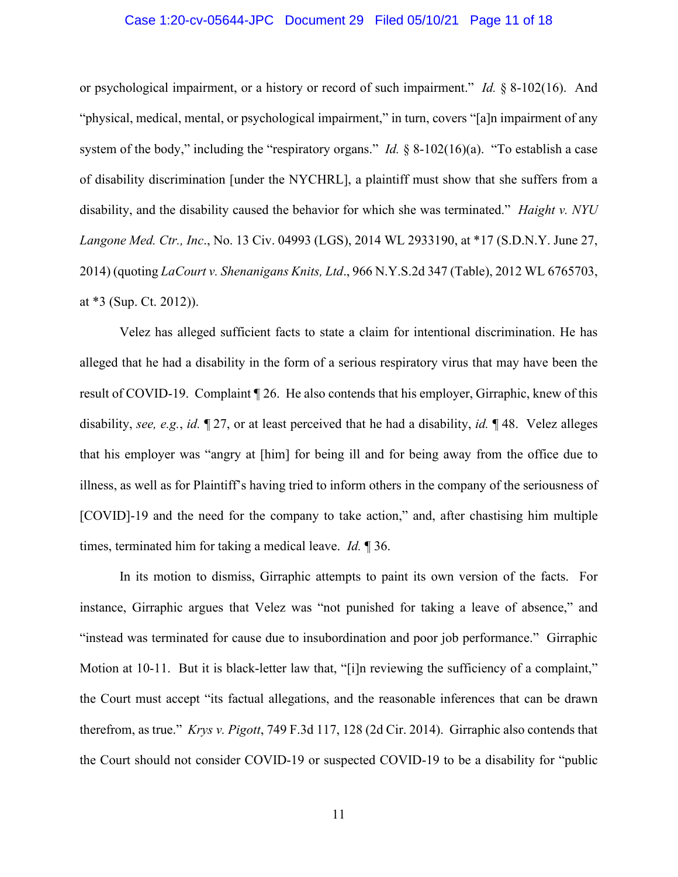or psychological impairment, or a history or record of such impairment." *Id.* § 8-102(16). And "physical, medical, mental, or psychological impairment," in turn, covers "[a]n impairment of any system of the body," including the "respiratory organs." *Id.* § 8-102(16)(a). "To establish a case of disability discrimination [under the NYCHRL], a plaintiff must show that she suffers from a disability, and the disability caused the behavior for which she was terminated." *Haight v. NYU Langone Med. Ctr., Inc.*, No. 13 Civ. 04993 (LGS), 2014 WL 2933190, at *17 (S.D.N.Y. June 27, 2014) (quoting *LaCourt v. Shenanigans Knits, Ltd.*, 966 N.Y.S.2d 347 (Table), 2012 WL 6765703, at *3 (Sup. Ct. 2012)).

Velez has alleged sufficient facts to state a claim for intentional discrimination. He has alleged that he had a disability in the form of a serious respiratory virus that may have been the result of COVID-19. Complaint ¶ 26. He also contends that his employer, Girraphic, knew of this disability, *see, e.g.*, *id.* ¶ 27, or at least perceived that he had a disability, *id.* ¶ 48. Velez alleges that his employer was "angry at [him] for being ill and for being away from the office due to illness, as well as for Plaintiff's having tried to inform others in the company of the seriousness of [COVID]-19 and the need for the company to take action," and, after chastising him multiple times, terminated him for taking a medical leave. *Id.* ¶ 36.

In its motion to dismiss, Girraphic attempts to paint its own version of the facts. For instance, Girraphic argues that Velez was "not punished for taking a leave of absence," and "instead was terminated for cause due to insubordination and poor job performance." Girraphic Motion at 10-11. But it is black-letter law that, "[i]n reviewing the sufficiency of a complaint," the Court must accept "its factual allegations, and the reasonable inferences that can be drawn therefrom, as true." *Krys v. Pigott*, 749 F.3d 117, 128 (2d Cir. 2014). Girraphic also contends that the Court should not consider COVID-19 or suspected COVID-19 to be a disability for "public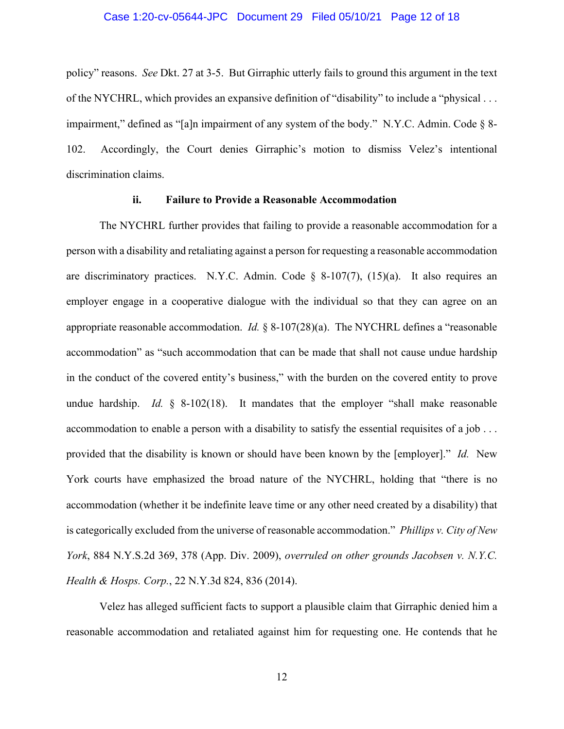policy" reasons. *See* Dkt. 27 at 3-5. But Girraphic utterly fails to ground this argument in the text of the NYCHRL, which provides an expansive definition of "disability" to include a "physical . . . impairment," defined as "[a]n impairment of any system of the body." N.Y.C. Admin. Code § 8-102. Accordingly, the Court denies Girraphic's motion to dismiss Velez's intentional discrimination claims.

#### ii. Failure to Provide a Reasonable Accommodation

The NYCHRL further provides that failing to provide a reasonable accommodation for a person with a disability and retaliating against a person for requesting a reasonable accommodation are discriminatory practices. N.Y.C. Admin. Code § 8-107(7), (15)(a). It also requires an employer engage in a cooperative dialogue with the individual so that they can agree on an appropriate reasonable accommodation. *Id.* § 8-107(28)(a). The NYCHRL defines a "reasonable accommodation" as "such accommodation that can be made that shall not cause undue hardship in the conduct of the covered entity's business," with the burden on the covered entity to prove undue hardship. *Id.* § 8-102(18). It mandates that the employer "shall make reasonable accommodation to enable a person with a disability to satisfy the essential requisites of a job . . . provided that the disability is known or should have been known by the [employer]." *Id.* New York courts have emphasized the broad nature of the NYCHRL, holding that "there is no accommodation (whether it be indefinite leave time or any other need created by a disability) that is categorically excluded from the universe of reasonable accommodation." *Phillips v. City of New York*, 884 N.Y.S.2d 369, 378 (App. Div. 2009), *overruled on other grounds Jacobsen v. N.Y.C. Health & Hosps. Corp.*, 22 N.Y.3d 824, 836 (2014).

Velez has alleged sufficient facts to support a plausible claim that Girraphic denied him a reasonable accommodation and retaliated against him for requesting one. He contends that he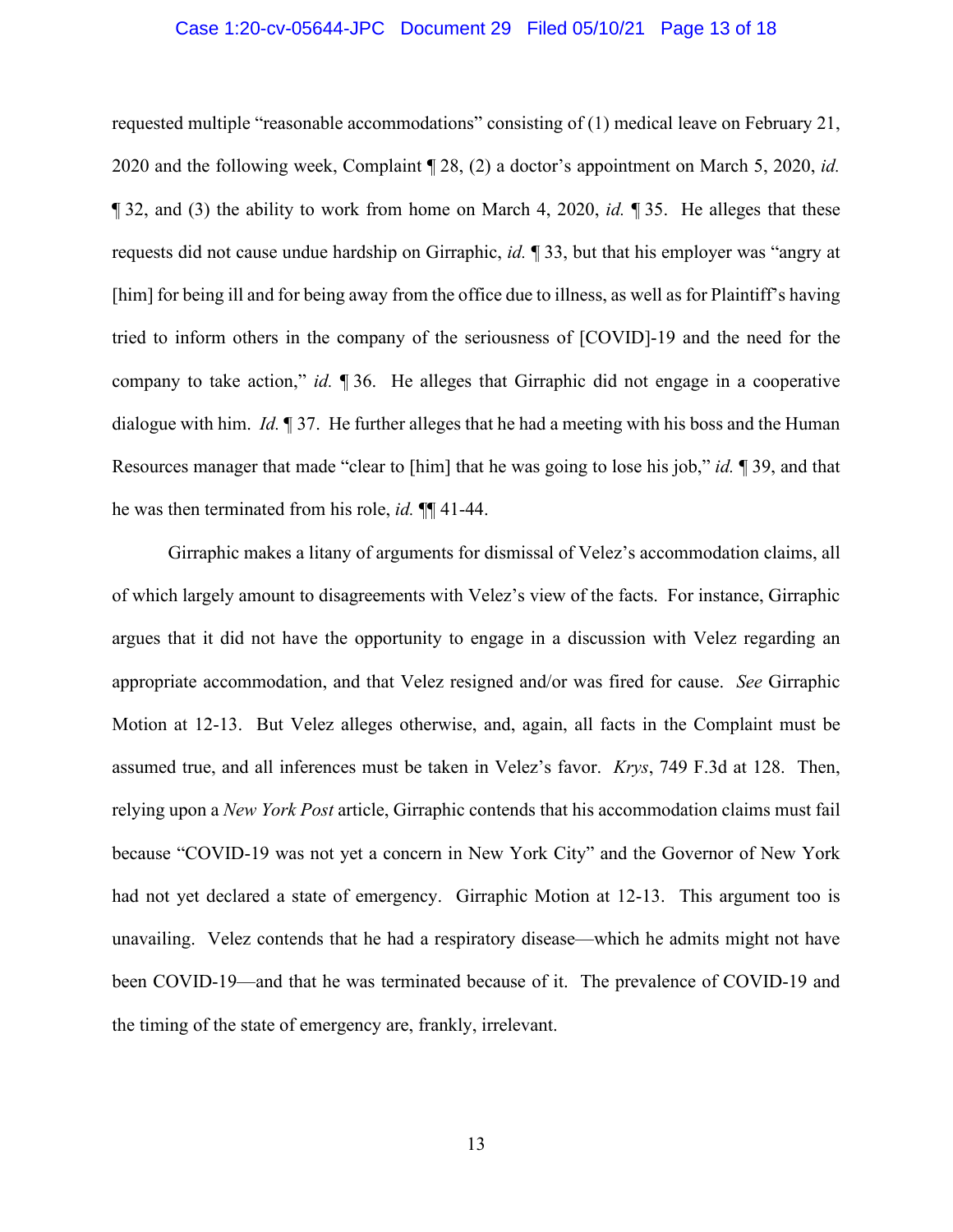requested multiple "reasonable accommodations" consisting of (1) medical leave on February 21, 2020 and the following week, Complaint ¶ 28, (2) a doctor's appointment on March 5, 2020, *id.* ¶ 32, and (3) the ability to work from home on March 4, 2020, *id.* ¶ 35. He alleges that these requests did not cause undue hardship on Girraphic, *id.* ¶ 33, but that his employer was "angry at [him] for being ill and for being away from the office due to illness, as well as for Plaintiff's having tried to inform others in the company of the seriousness of [COVID]-19 and the need for the company to take action," *id.* ¶ 36. He alleges that Girraphic did not engage in a cooperative dialogue with him. *Id.* ¶ 37. He further alleges that he had a meeting with his boss and the Human Resources manager that made "clear to [him] that he was going to lose his job," *id.* ¶ 39, and that he was then terminated from his role, *id.* ¶¶ 41-44.

Girraphic makes a litany of arguments for dismissal of Velez's accommodation claims, all of which largely amount to disagreements with Velez's view of the facts. For instance, Girraphic argues that it did not have the opportunity to engage in a discussion with Velez regarding an appropriate accommodation, and that Velez resigned and/or was fired for cause. *See* Girraphic Motion at 12-13. But Velez alleges otherwise, and, again, all facts in the Complaint must be assumed true, and all inferences must be taken in Velez's favor. *Krys*, 749 F.3d at 128. Then, relying upon a *New York Post* article, Girraphic contends that his accommodation claims must fail because "COVID-19 was not yet a concern in New York City" and the Governor of New York had not yet declared a state of emergency. Girraphic Motion at 12-13. This argument too is unavailing. Velez contends that he had a respiratory disease—which he admits might not have been COVID-19—and that he was terminated because of it. The prevalence of COVID-19 and the timing of the state of emergency are, frankly, irrelevant.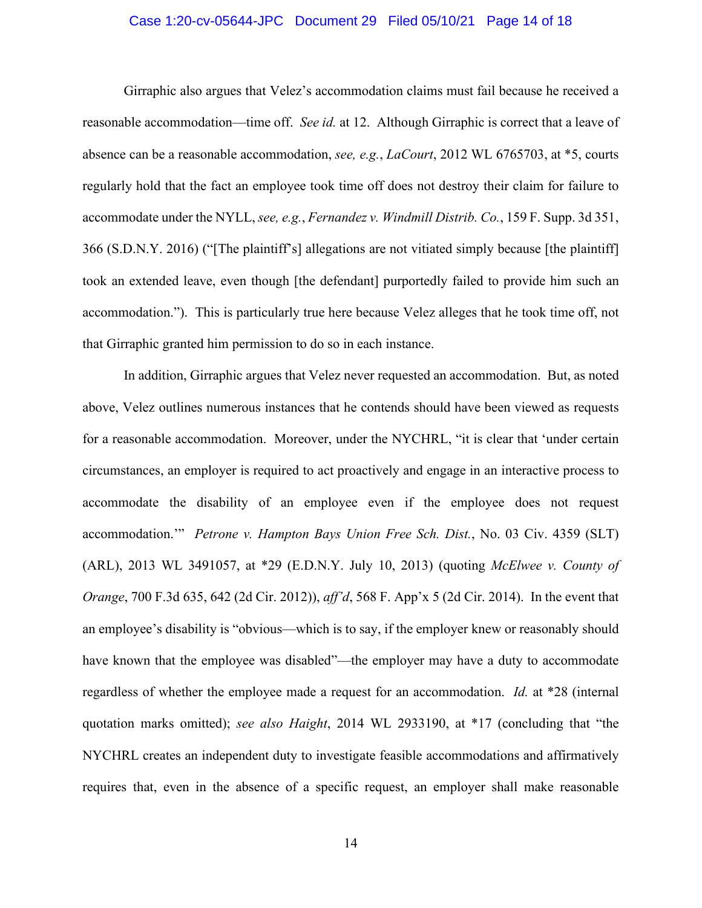Girraphic also argues that Velez's accommodation claims must fail because he received a reasonable accommodation—time off. *See id.* at 12. Although Girraphic is correct that a leave of absence can be a reasonable accommodation, *see, e.g.*, *LaCourt*, 2012 WL 6765703, at *5, courts regularly hold that the fact an employee took time off does not destroy their claim for failure to accommodate under the NYLL, *see, e.g.*, *Fernandez v. Windmill Distrib. Co.*, 159 F. Supp. 3d 351, 366 (S.D.N.Y. 2016) ("[The plaintiff's] allegations are not vitiated simply because [the plaintiff] took an extended leave, even though [the defendant] purportedly failed to provide him such an accommodation."). This is particularly true here because Velez alleges that he took time off, not that Girraphic granted him permission to do so in each instance.

In addition, Girraphic argues that Velez never requested an accommodation. But, as noted above, Velez outlines numerous instances that he contends should have been viewed as requests for a reasonable accommodation. Moreover, under the NYCHRL, "it is clear that 'under certain circumstances, an employer is required to act proactively and engage in an interactive process to accommodate the disability of an employee even if the employee does not request accommodation.'" *Petrone v. Hampton Bays Union Free Sch. Dist.*, No. 03 Civ. 4359 (SLT) (ARL), 2013 WL 3491057, at *29 (E.D.N.Y. July 10, 2013) (quoting *McElwee v. County of Orange*, 700 F.3d 635, 642 (2d Cir. 2012)), *aff'd*, 568 F. App'x 5 (2d Cir. 2014). In the event that an employee's disability is "obvious—which is to say, if the employer knew or reasonably should have known that the employee was disabled"—the employer may have a duty to accommodate regardless of whether the employee made a request for an accommodation. *Id.* at *28 (internal quotation marks omitted); *see also Haight*, 2014 WL 2933190, at *17 (concluding that "the NYCHRL creates an independent duty to investigate feasible accommodations and affirmatively requires that, even in the absence of a specific request, an employer shall make reasonable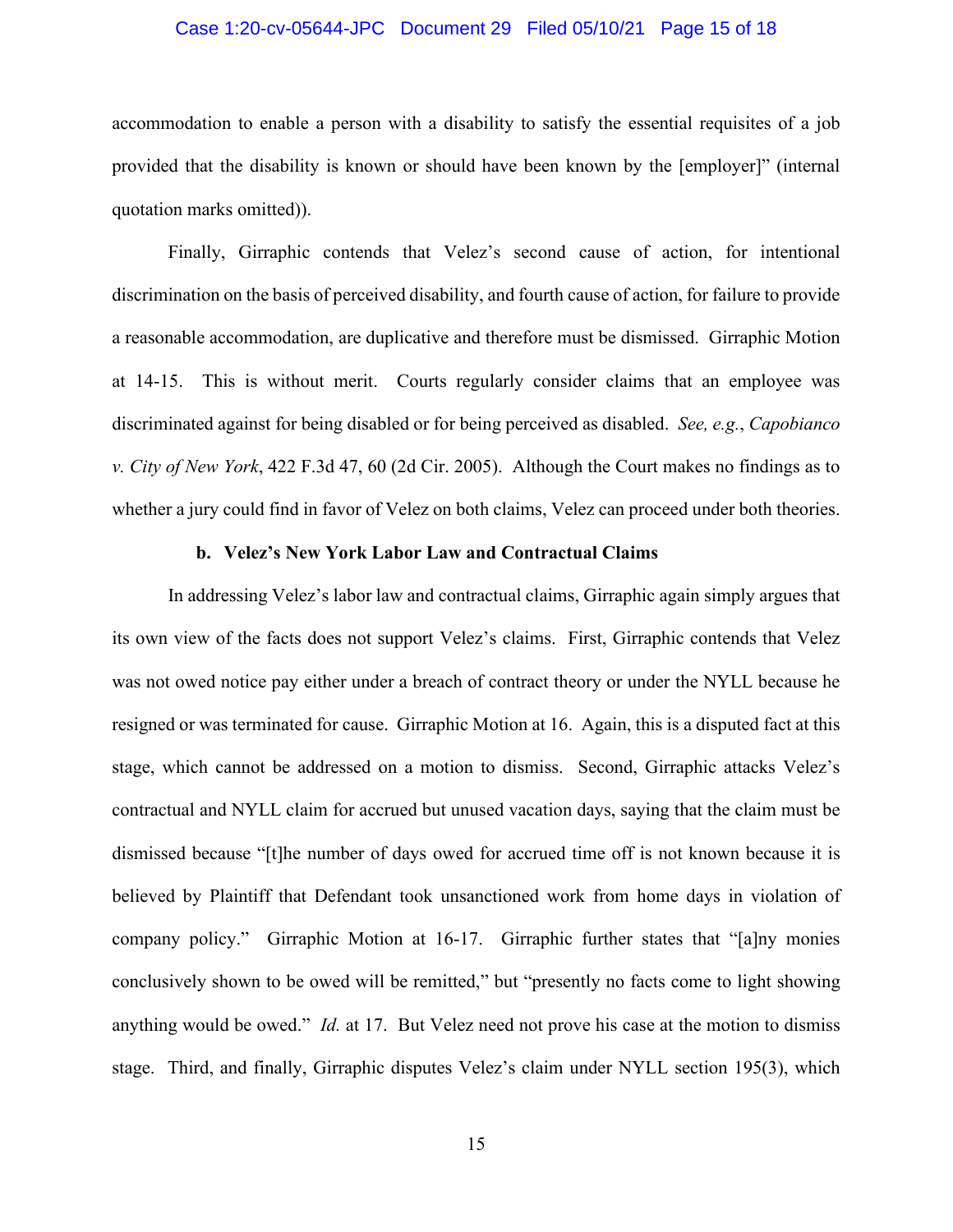accommodation to enable a person with a disability to satisfy the essential requisites of a job provided that the disability is known or should have been known by the [employer]" (internal quotation marks omitted)).

Finally, Girraphic contends that Velez's second cause of action, for intentional discrimination on the basis of perceived disability, and fourth cause of action, for failure to provide a reasonable accommodation, are duplicative and therefore must be dismissed. Girraphic Motion at 14-15. This is without merit. Courts regularly consider claims that an employee was discriminated against for being disabled or for being perceived as disabled. *See, e.g.*, *Capobianco v. City of New York*, 422 F.3d 47, 60 (2d Cir. 2005). Although the Court makes no findings as to whether a jury could find in favor of Velez on both claims, Velez can proceed under both theories.

#### b. Velez's New York Labor Law and Contractual Claims

In addressing Velez's labor law and contractual claims, Girraphic again simply argues that its own view of the facts does not support Velez's claims. First, Girraphic contends that Velez was not owed notice pay either under a breach of contract theory or under the NYLL because he resigned or was terminated for cause. Girraphic Motion at 16. Again, this is a disputed fact at this stage, which cannot be addressed on a motion to dismiss. Second, Girraphic attacks Velez's contractual and NYLL claim for accrued but unused vacation days, saying that the claim must be dismissed because "[t]he number of days owed for accrued time off is not known because it is believed by Plaintiff that Defendant took unsanctioned work from home days in violation of company policy." Girraphic Motion at 16-17. Girraphic further states that "[a]ny monies conclusively shown to be owed will be remitted," but "presently no facts come to light showing anything would be owed." *Id.* at 17. But Velez need not prove his case at the motion to dismiss stage. Third, and finally, Girraphic disputes Velez's claim under NYLL section 195(3), which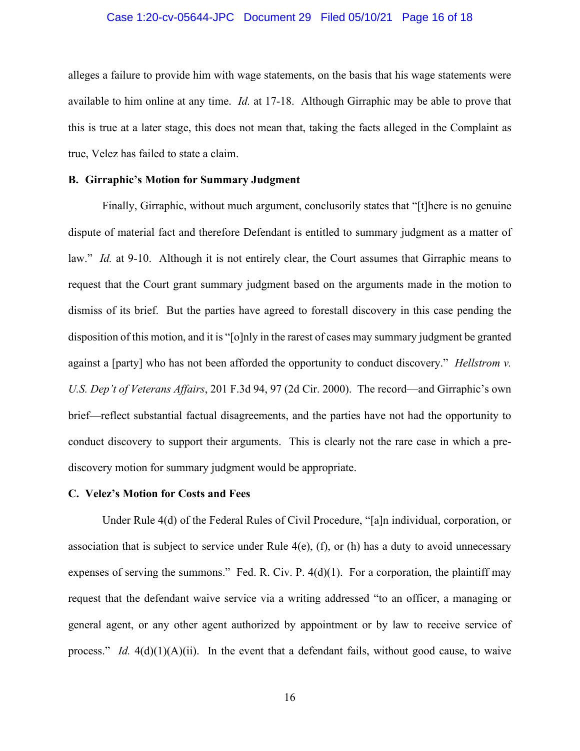alleges a failure to provide him with wage statements, on the basis that his wage statements were available to him online at any time. *Id.* at 17-18. Although Girraphic may be able to prove that this is true at a later stage, this does not mean that, taking the facts alleged in the Complaint as true, Velez has failed to state a claim.

### B. Girraphic's Motion for Summary Judgment

Finally, Girraphic, without much argument, conclusorily states that "[t]here is no genuine dispute of material fact and therefore Defendant is entitled to summary judgment as a matter of law." *Id.* at 9-10. Although it is not entirely clear, the Court assumes that Girraphic means to request that the Court grant summary judgment based on the arguments made in the motion to dismiss of its brief. But the parties have agreed to forestall discovery in this case pending the disposition of this motion, and it is "[o]nly in the rarest of cases may summary judgment be granted against a [party] who has not been afforded the opportunity to conduct discovery." *Hellstrom v. U.S. Dep't of Veterans Affairs*, 201 F.3d 94, 97 (2d Cir. 2000). The record—and Girraphic's own brief—reflect substantial factual disagreements, and the parties have not had the opportunity to conduct discovery to support their arguments. This is clearly not the rare case in which a pre-discovery motion for summary judgment would be appropriate.

### C. Velez's Motion for Costs and Fees

Under Rule 4(d) of the Federal Rules of Civil Procedure, "[a]n individual, corporation, or association that is subject to service under Rule 4(e), (f), or (h) has a duty to avoid unnecessary expenses of serving the summons." Fed. R. Civ. P. 4(d)(1). For a corporation, the plaintiff may request that the defendant waive service via a writing addressed "to an officer, a managing or general agent, or any other agent authorized by appointment or by law to receive service of process." *Id.* 4(d)(1)(A)(ii). In the event that a defendant fails, without good cause, to waive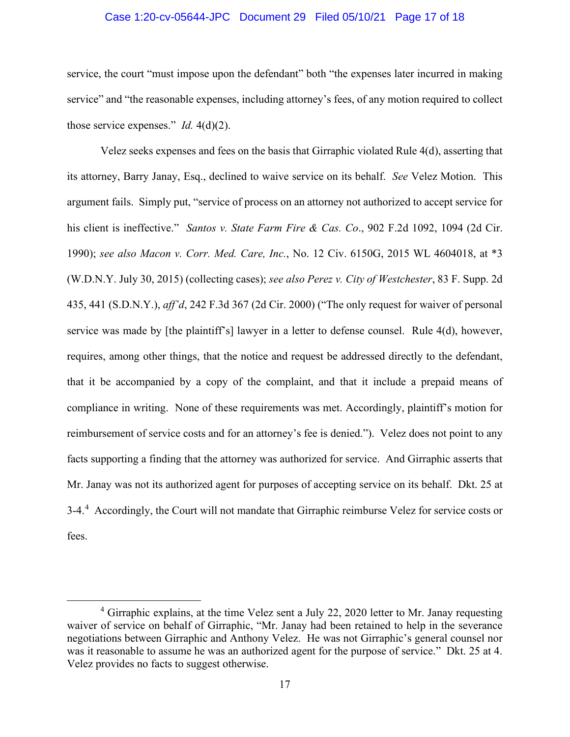service, the court "must impose upon the defendant" both "the expenses later incurred in making service" and "the reasonable expenses, including attorney's fees, of any motion required to collect those service expenses." *Id.* 4(d)(2).

Velez seeks expenses and fees on the basis that Girraphic violated Rule 4(d), asserting that its attorney, Barry Janay, Esq., declined to waive service on its behalf. *See* Velez Motion. This argument fails. Simply put, "service of process on an attorney not authorized to accept service for his client is ineffective." *Santos v. State Farm Fire & Cas. Co*., 902 F.2d 1092, 1094 (2d Cir. 1990); *see also Macon v. Corr. Med. Care, Inc.*, No. 12 Civ. 6150G, 2015 WL 4604018, at *3 (W.D.N.Y. July 30, 2015) (collecting cases); *see also Perez v. City of Westchester*, 83 F. Supp. 2d 435, 441 (S.D.N.Y.), *aff'd*, 242 F.3d 367 (2d Cir. 2000) ("The only request for waiver of personal service was made by [the plaintiff's] lawyer in a letter to defense counsel. Rule 4(d), however, requires, among other things, that the notice and request be addressed directly to the defendant, that it be accompanied by a copy of the complaint, and that it include a prepaid means of compliance in writing. None of these requirements was met. Accordingly, plaintiff's motion for reimbursement of service costs and for an attorney's fee is denied."). Velez does not point to any facts supporting a finding that the attorney was authorized for service. And Girraphic asserts that Mr. Janay was not its authorized agent for purposes of accepting service on its behalf. Dkt. 25 at 3-4.[4] Accordingly, the Court will not mandate that Girraphic reimburse Velez for service costs or fees.

[4] Girraphic explains, at the time Velez sent a July 22, 2020 letter to Mr. Janay requesting waiver of service on behalf of Girraphic, "Mr. Janay had been retained to help in the severance negotiations between Girraphic and Anthony Velez. He was not Girraphic's general counsel nor was it reasonable to assume he was an authorized agent for the purpose of service." Dkt. 25 at 4. Velez provides no facts to suggest otherwise.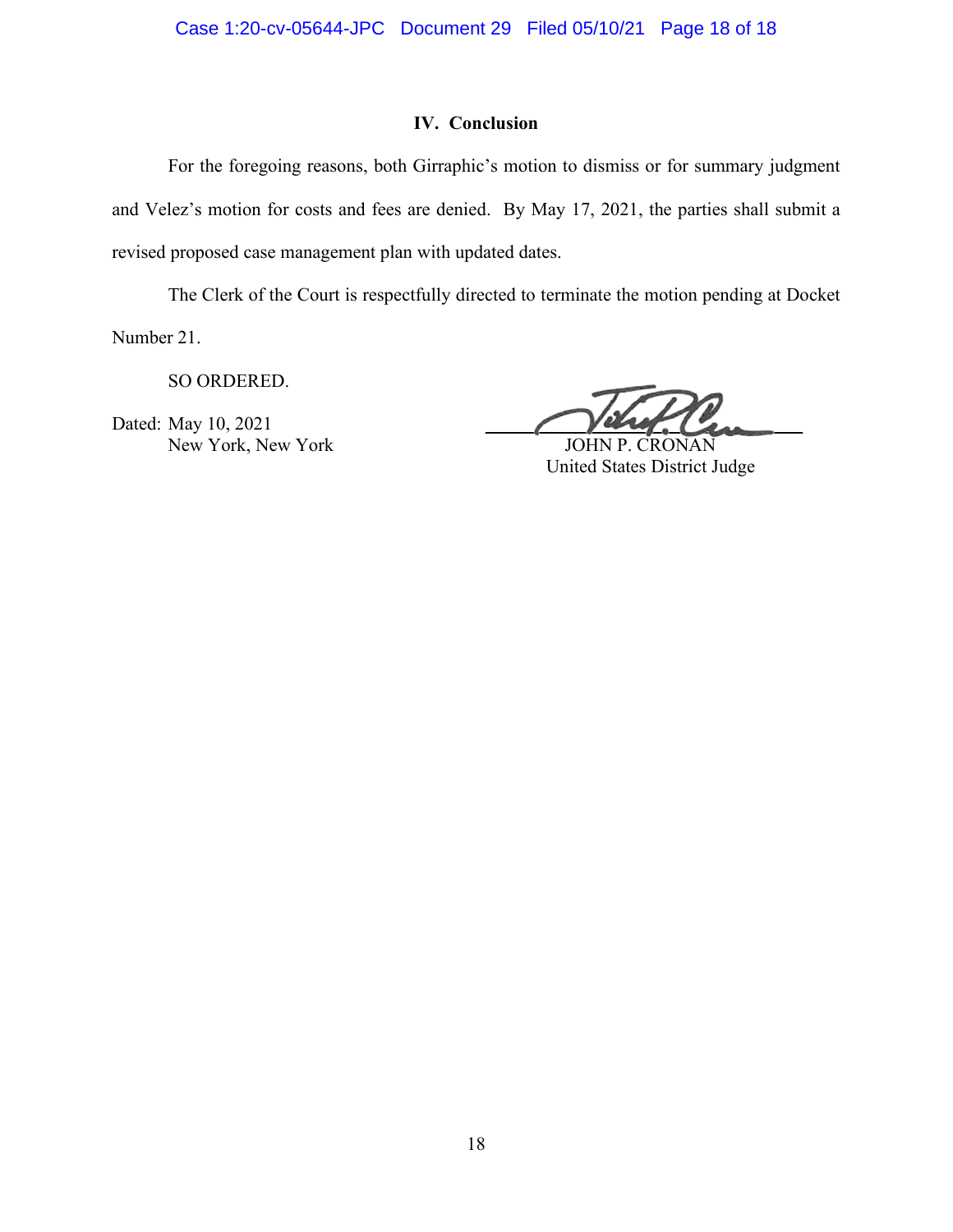## IV. Conclusion

For the foregoing reasons, both Girraphic's motion to dismiss or for summary judgment and Velez's motion for costs and fees are denied. By May 17, 2021, the parties shall submit a revised proposed case management plan with updated dates.

The Clerk of the Court is respectfully directed to terminate the motion pending at Docket Number 21.

SO ORDERED.

Dated: May 10, 2021
New York, New York

JOHN P. CRONAN
United States District Judge